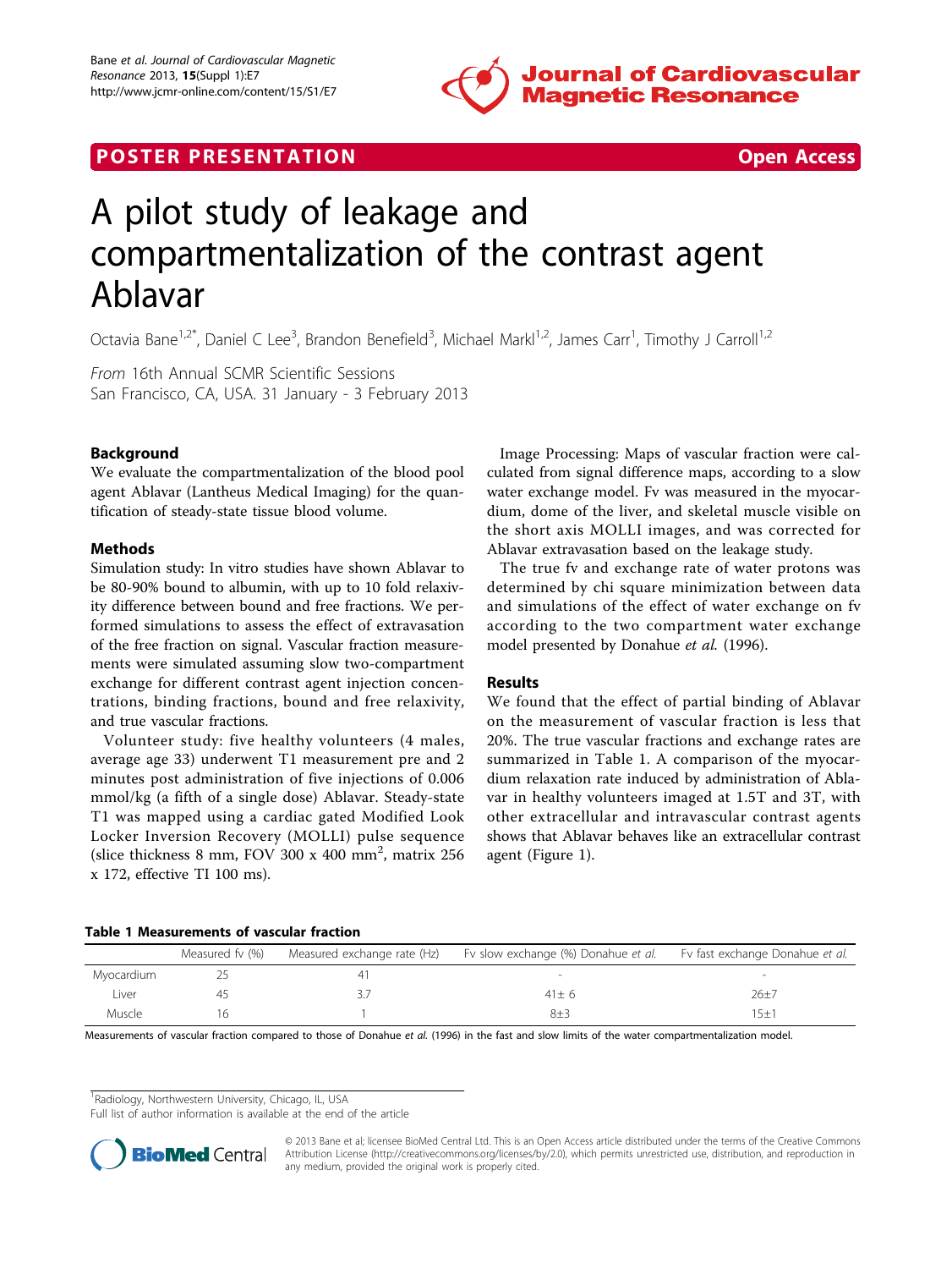**POSTER PRESENTATION** **Open Access**

# A pilot study of leakage and compartmentalization of the contrast agent Ablavar

Octavia Bane[1,2*], Daniel C Lee[3], Brandon Benefield[3], Michael Markl[1,2], James Carr[1], Timothy J Carroll[1,2]

*From* 16th Annual SCMR Scientific Sessions
San Francisco, CA, USA. 31 January - 3 February 2013

## Background

We evaluate the compartmentalization of the blood pool agent Ablavar (Lantheus Medical Imaging) for the quantification of steady-state tissue blood volume.

## Methods

Simulation study: In vitro studies have shown Ablavar to be 80-90% bound to albumin, with up to 10 fold relaxivity difference between bound and free fractions. We performed simulations to assess the effect of extravasation of the free fraction on signal. Vascular fraction measurements were simulated assuming slow two-compartment exchange for different contrast agent injection concentrations, binding fractions, bound and free relaxivity, and true vascular fractions.

Volunteer study: five healthy volunteers (4 males, average age 33) underwent T1 measurement pre and 2 minutes post administration of five injections of 0.006 mmol/kg (a fifth of a single dose) Ablavar. Steady-state T1 was mapped using a cardiac gated Modified Look Locker Inversion Recovery (MOLLI) pulse sequence (slice thickness 8 mm, FOV 300 x 400 $mm^2$, matrix 256 x 172, effective TI 100 ms).

Image Processing: Maps of vascular fraction were calculated from signal difference maps, according to a slow water exchange model. Fv was measured in the myocardium, dome of the liver, and skeletal muscle visible on the short axis MOLLI images, and was corrected for Ablavar extravasation based on the leakage study.

The true fv and exchange rate of water protons was determined by chi square minimization between data and simulations of the effect of water exchange on fv according to the two compartment water exchange model presented by Donahue *et al.* (1996).

## Results

We found that the effect of partial binding of Ablavar on the measurement of vascular fraction is less that 20%. The true vascular fractions and exchange rates are summarized in Table 1. A comparison of the myocardium relaxation rate induced by administration of Ablavar in healthy volunteers imaged at 1.5T and 3T, with other extracellular and intravascular contrast agents shows that Ablavar behaves like an extracellular contrast agent (Figure 1).

**Table 1 Measurements of vascular fraction**

| | Measured fv (%) | Measured exchange rate (Hz) | Fv slow exchange (%) Donahue *et al.* | Fv fast exchange Donahue *et al.* |
|---|---|---|---|---|
| Myocardium | 25 | 41 | - | - |
| Liver | 45 | 3.7 | 41± 6 | 26±7 |
| Muscle | 16 | 1 | 8±3 | 15±1 |

Measurements of vascular fraction compared to those of Donahue *et al.* (1996) in the fast and slow limits of the water compartmentalization model.

[1]Radiology, Northwestern University, Chicago, IL, USA
Full list of author information is available at the end of the article

© 2013 Bane et al; licensee BioMed Central Ltd. This is an Open Access article distributed under the terms of the Creative Commons Attribution License (http://creativecommons.org/licenses/by/2.0), which permits unrestricted use, distribution, and reproduction in any medium, provided the original work is properly cited.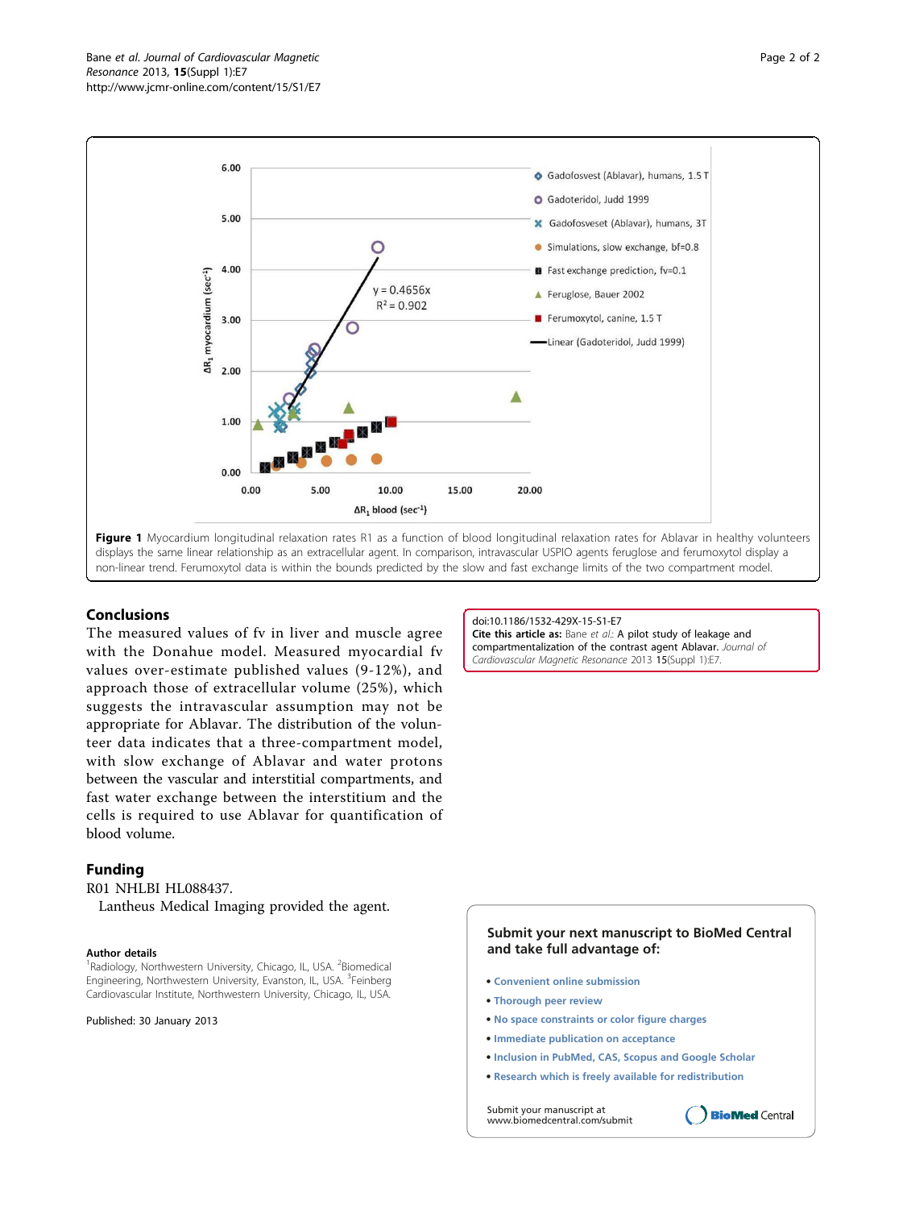6.00
5.00
4.00
3.00
2.00
1.00
0.00
0.00
5.00
10.00
15.00
20.00

$\Delta R_1$ myocardium ($sec^{-1}$)

$\Delta R_1$ blood ($sec^{-1}$)

y = 0.4656x
$R^2$ = 0.902

Gadofosvest (Ablavar), humans, 1.5 T
Gadoteridol, Judd 1999
Gadofosveset (Ablavar), humans, 3T
Simulations, slow exchange, bf=0.8
Fast exchange prediction, fv=0.1
Feruglose, Bauer 2002
Ferumoxytol, canine, 1.5 T
Linear (Gadoteridol, Judd 1999)

**Figure 1** Myocardium longitudinal relaxation rates R1 as a function of blood longitudinal relaxation rates for Ablavar in healthy volunteers displays the same linear relationship as an extracellular agent. In comparison, intravascular USPIO agents feruglose and ferumoxytol display a non-linear trend. Ferumoxytol data is within the bounds predicted by the slow and fast exchange limits of the two compartment model.

## Conclusions

The measured values of fv in liver and muscle agree with the Donahue model. Measured myocardial fv values over-estimate published values (9-12%), and approach those of extracellular volume (25%), which suggests the intravascular assumption may not be appropriate for Ablavar. The distribution of the volunteer data indicates that a three-compartment model, with slow exchange of Ablavar and water protons between the vascular and interstitial compartments, and fast water exchange between the interstitium and the cells is required to use Ablavar for quantification of blood volume.

## Funding

R01 NHLBI HL088437.

Lantheus Medical Imaging provided the agent.

### Author details

[1]Radiology, Northwestern University, Chicago, IL, USA. [2]Biomedical Engineering, Northwestern University, Evanston, IL, USA. [3]Feinberg Cardiovascular Institute, Northwestern University, Chicago, IL, USA.

Published: 30 January 2013

doi:10.1186/1532-429X-15-S1-E7

**Cite this article as:** Bane *et al.*: A pilot study of leakage and compartmentalization of the contrast agent Ablavar. *Journal of Cardiovascular Magnetic Resonance* 2013 **15**(Suppl 1):E7.